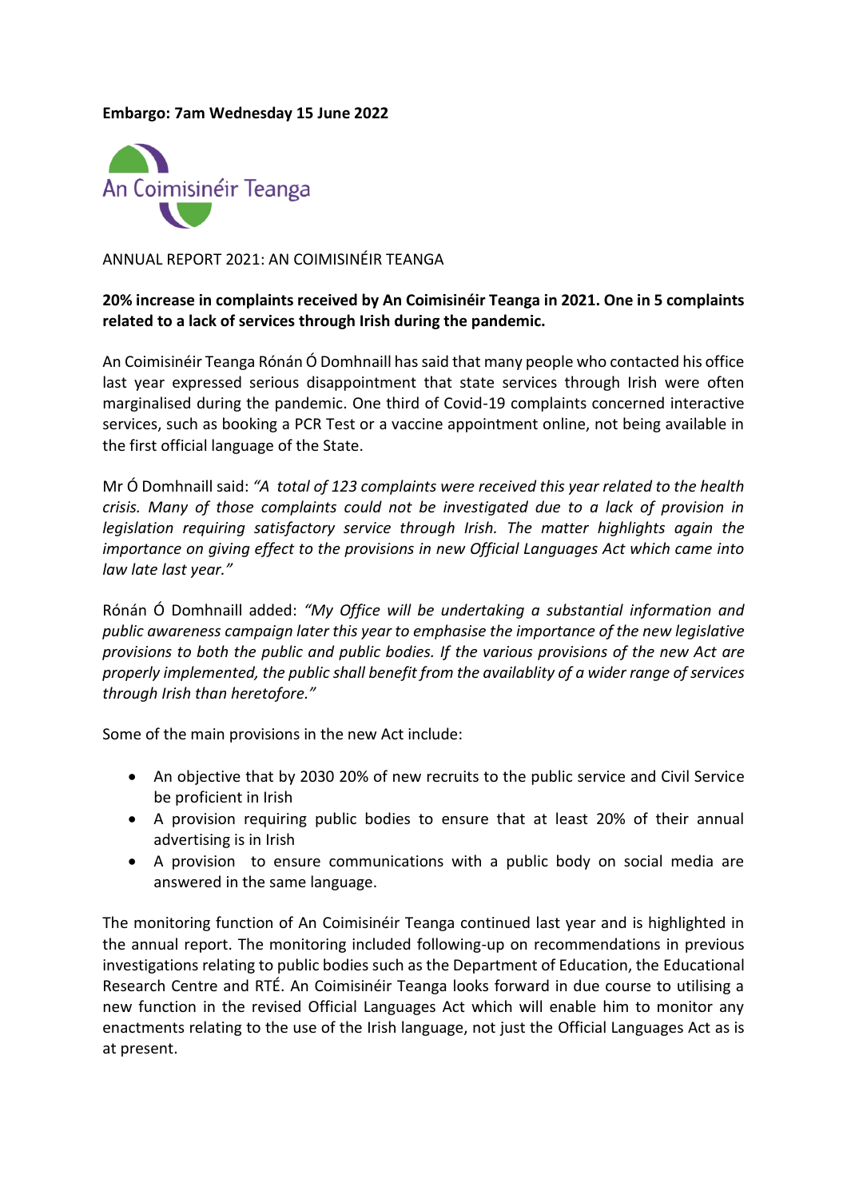**Embargo: 7am Wednesday 15 June 2022**

An Coimisinéir Teanga

ANNUAL REPORT 2021: AN COIMISINÉIR TEANGA

**20% increase in complaints received by An Coimisinéir Teanga in 2021. One in 5 complaints related to a lack of services through Irish during the pandemic.**

An Coimisinéir Teanga Rónán Ó Domhnaill has said that many people who contacted his office last year expressed serious disappointment that state services through Irish were often marginalised during the pandemic. One third of Covid-19 complaints concerned interactive services, such as booking a PCR Test or a vaccine appointment online, not being available in the first official language of the State.

Mr Ó Domhnaill said: *"A total of 123 complaints were received this year related to the health crisis. Many of those complaints could not be investigated due to a lack of provision in legislation requiring satisfactory service through Irish. The matter highlights again the importance on giving effect to the provisions in new Official Languages Act which came into law late last year."*

Rónán Ó Domhnaill added: *"My Office will be undertaking a substantial information and public awareness campaign later this year to emphasise the importance of the new legislative provisions to both the public and public bodies. If the various provisions of the new Act are properly implemented, the public shall benefit from the availablity of a wider range of services through Irish than heretofore."*

Some of the main provisions in the new Act include:

- An objective that by 2030 20% of new recruits to the public service and Civil Service be proficient in Irish
- A provision requiring public bodies to ensure that at least 20% of their annual advertising is in Irish
- A provision to ensure communications with a public body on social media are answered in the same language.

The monitoring function of An Coimisinéir Teanga continued last year and is highlighted in the annual report. The monitoring included following-up on recommendations in previous investigations relating to public bodies such as the Department of Education, the Educational Research Centre and RTÉ. An Coimisinéir Teanga looks forward in due course to utilising a new function in the revised Official Languages Act which will enable him to monitor any enactments relating to the use of the Irish language, not just the Official Languages Act as is at present.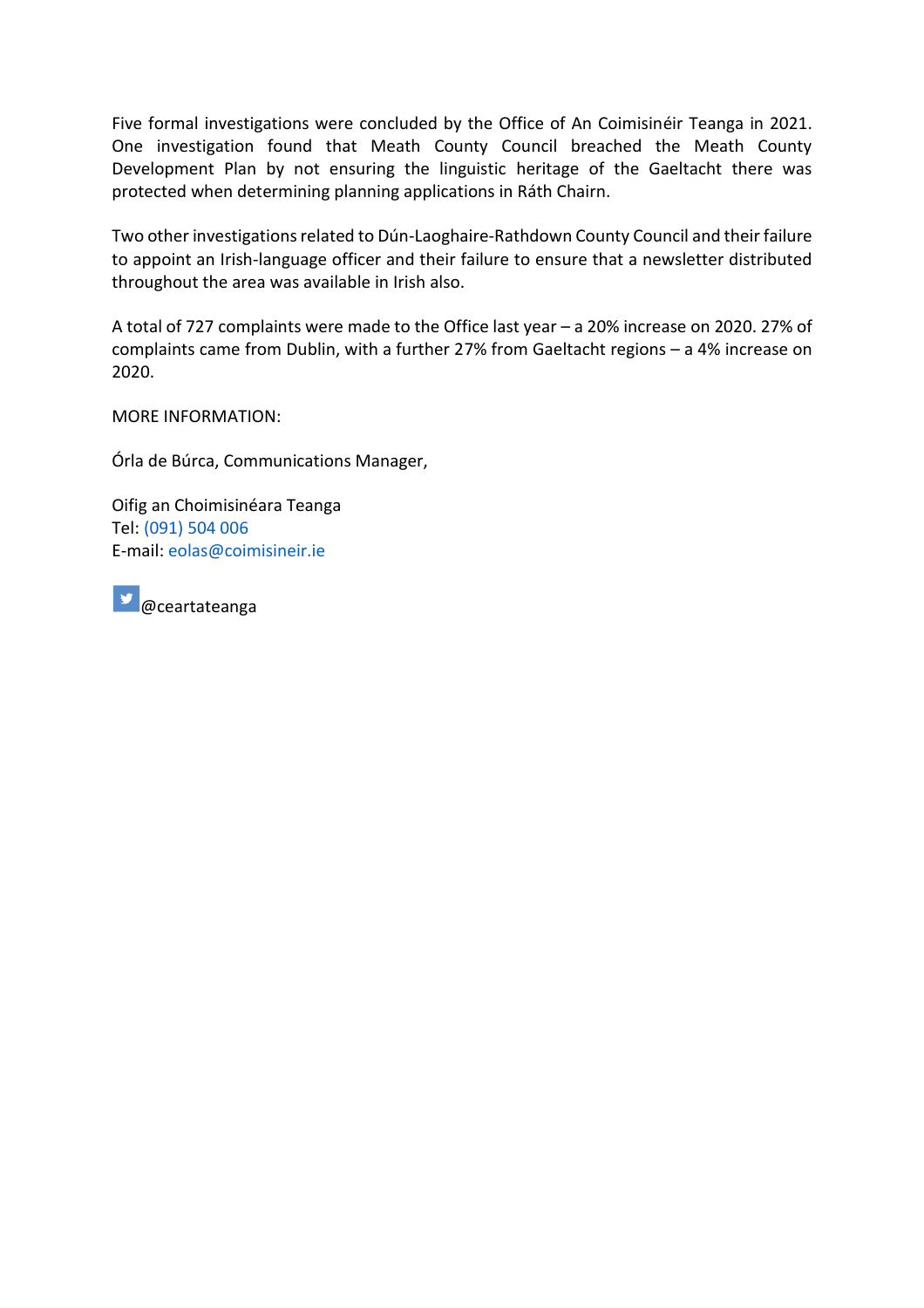Five formal investigations were concluded by the Office of An Coimisinéir Teanga in 2021. One investigation found that Meath County Council breached the Meath County Development Plan by not ensuring the linguistic heritage of the Gaeltacht there was protected when determining planning applications in Ráth Chairn.

Two other investigations related to Dún-Laoghaire-Rathdown County Council and their failure to appoint an Irish-language officer and their failure to ensure that a newsletter distributed throughout the area was available in Irish also.

A total of 727 complaints were made to the Office last year – a 20% increase on 2020. 27% of complaints came from Dublin, with a further 27% from Gaeltacht regions – a 4% increase on 2020.

MORE INFORMATION:

Órla de Búrca, Communications Manager,

Oifig an Choimisinéara Teanga
Tel: (091) 504 006
E-mail: eolas@coimisineir.ie

@ceartateanga